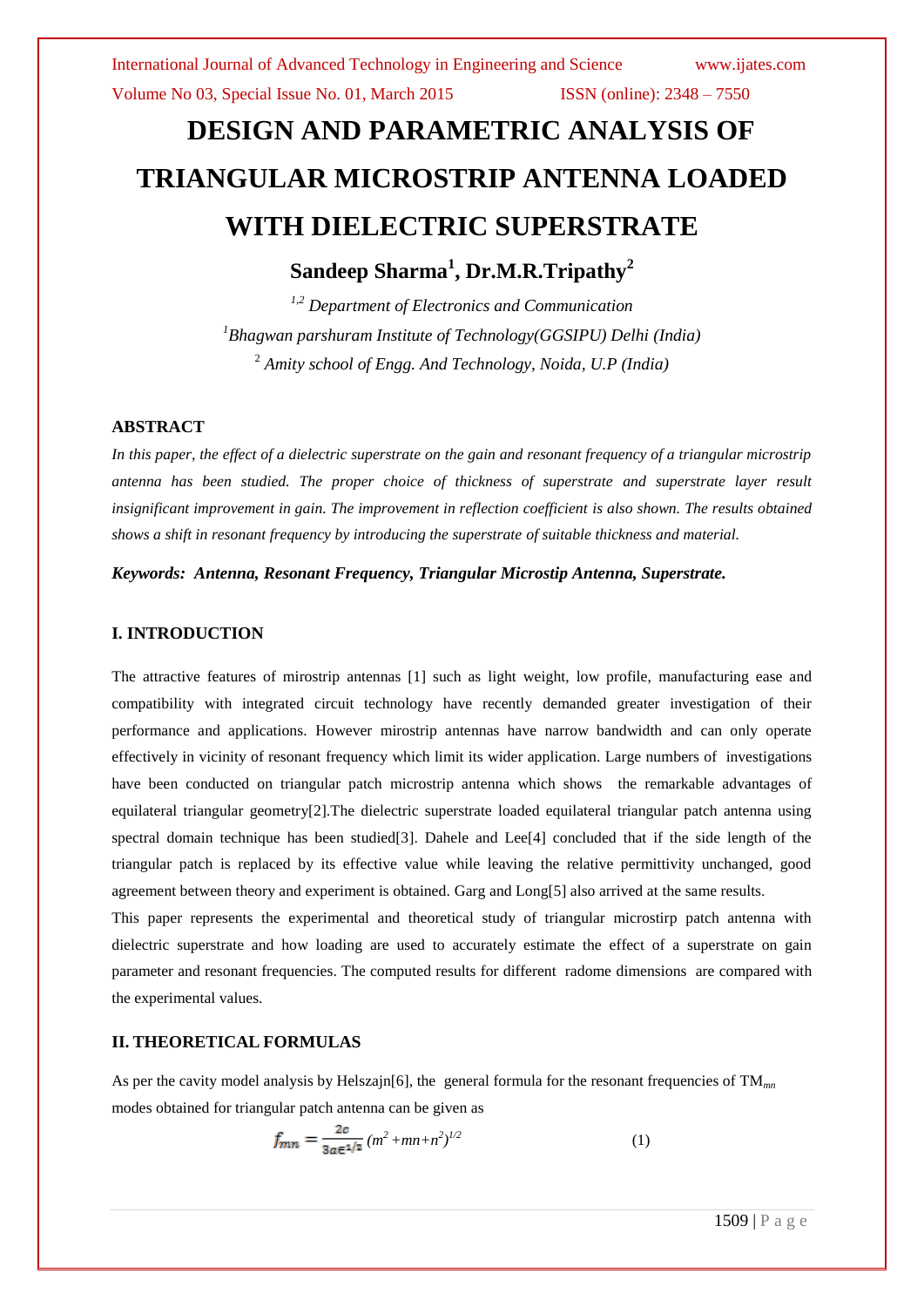# DESIGN AND PARAMETRIC ANALYSIS OF TRIANGULAR MICROSTRIP ANTENNA LOADED WITH DIELECTRIC SUPERSTRATE

## Sandeep Sharma[1], Dr.M.R.Tripathy[2]

*[1,2] Department of Electronics and Communication*

*[1]Bhagwan parshuram Institute of Technology(GGSIPU) Delhi (India)*

*[2] Amity school of Engg. And Technology, Noida, U.P (India)*

### ABSTRACT

*In this paper, the effect of a dielectric superstrate on the gain and resonant frequency of a triangular microstrip antenna has been studied. The proper choice of thickness of superstrate and superstrate layer result insignificant improvement in gain. The improvement in reflection coefficient is also shown. The results obtained shows a shift in resonant frequency by introducing the superstrate of suitable thickness and material.*

***Keywords: Antenna, Resonant Frequency, Triangular Microstip Antenna, Superstrate.***

### I. INTRODUCTION

The attractive features of mirostrip antennas [1] such as light weight, low profile, manufacturing ease and compatibility with integrated circuit technology have recently demanded greater investigation of their performance and applications. However mirostrip antennas have narrow bandwidth and can only operate effectively in vicinity of resonant frequency which limit its wider application. Large numbers of investigations have been conducted on triangular patch microstrip antenna which shows the remarkable advantages of equilateral triangular geometry[2].The dielectric superstrate loaded equilateral triangular patch antenna using spectral domain technique has been studied[3]. Dahele and Lee[4] concluded that if the side length of the triangular patch is replaced by its effective value while leaving the relative permittivity unchanged, good agreement between theory and experiment is obtained. Garg and Long[5] also arrived at the same results.

This paper represents the experimental and theoretical study of triangular microstirp patch antenna with dielectric superstrate and how loading are used to accurately estimate the effect of a superstrate on gain parameter and resonant frequencies. The computed results for different radome dimensions are compared with the experimental values.

### II. THEORETICAL FORMULAS

As per the cavity model analysis by Helszajn[6], the general formula for the resonant frequencies of $TM_{mn}$ modes obtained for triangular patch antenna can be given as

$$f_{mn} = \frac{2c}{3a\epsilon^{1/2}} (m^2 + mn + n^2)^{1/2} \qquad (1)$$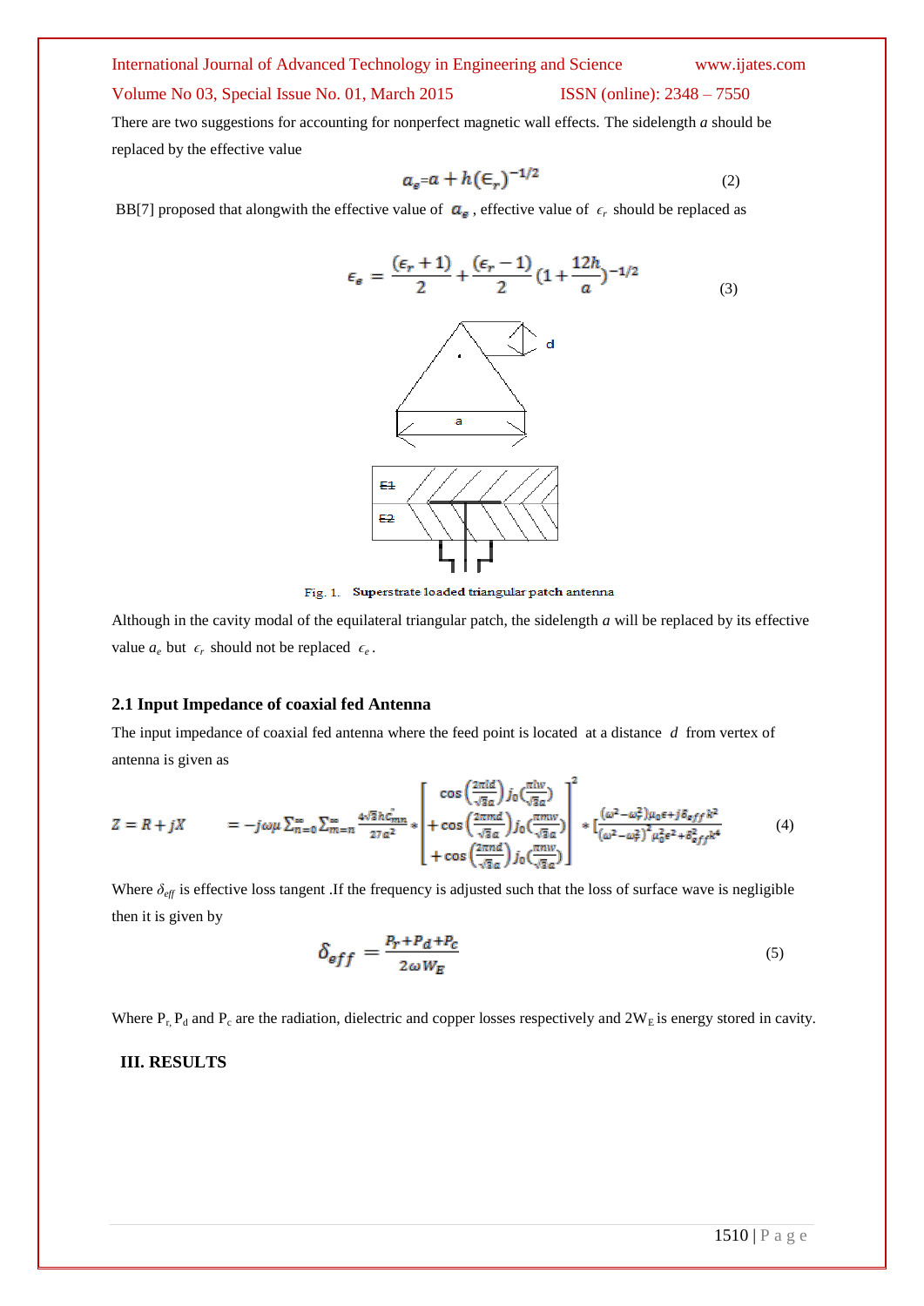There are two suggestions for accounting for nonperfect magnetic wall effects. The sidelength *a* should be replaced by the effective value

$$a_e = a + h(\epsilon_r)^{-1/2} \tag{2}$$

BB[7] proposed that alongwith the effective value of $a_e$ , effective value of $\epsilon_r$ should be replaced as

$$\epsilon_e = \frac{(\epsilon_r + 1)}{2} + \frac{(\epsilon_r - 1)}{2}(1 + \frac{12h}{a})^{-1/2} \tag{3}$$

Fig. 1. Superstrate loaded triangular patch antenna

Although in the cavity modal of the equilateral triangular patch, the sidelength *a* will be replaced by its effective value $a_e$ but $\epsilon_r$ should not be replaced $\epsilon_e$.

## 2.1 Input Impedance of coaxial fed Antenna

The input impedance of coaxial fed antenna where the feed point is located at a distance $d$ from vertex of antenna is given as

$$Z = R + jX \qquad = -j\omega\mu \sum_{n=0}^{\infty}\sum_{m=n}^{\infty} \frac{4\sqrt{3}hC_{mn}^{2}}{27a^{2}} * \begin{bmatrix} \cos\left(\frac{2\pi ld}{\sqrt{3}a}\right) j_0\left(\frac{\pi lw}{\sqrt{3}a}\right) \\ + \cos\left(\frac{2\pi md}{\sqrt{3}a}\right) j_0\left(\frac{\pi mw}{\sqrt{3}a}\right) \\ + \cos\left(\frac{2\pi nd}{\sqrt{3}a}\right) j_0\left(\frac{\pi nw}{\sqrt{3}a}\right) \end{bmatrix}^2 * \left[\frac{(\omega^2 - \omega_r^2)\mu_0\epsilon + j\delta_{eff}k^2}{(\omega^2 - \omega_r^2)^2 \mu_0^2\epsilon^2 + \delta_{eff}^2 k^4}\right] \tag{4}$$

Where $\delta_{eff}$ is effective loss tangent .If the frequency is adjusted such that the loss of surface wave is negligible then it is given by

$$\delta_{eff} = \frac{P_r + P_d + P_c}{2\omega W_E} \tag{5}$$

Where $P_r$, $P_d$ and $P_c$ are the radiation, dielectric and copper losses respectively and $2W_E$ is energy stored in cavity.

## III. RESULTS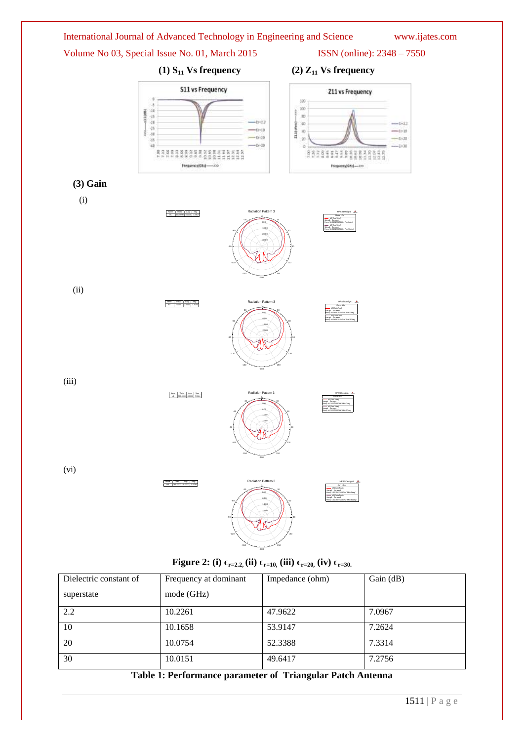(1) $S_{11}$ Vs frequency

(2) $Z_{11}$ Vs frequency

(3) Gain

(i)

(ii)

(iii)

(vi)

**Figure 2: (i) $\epsilon_{r=2.2}$, (ii) $\epsilon_{r=10}$, (iii) $\epsilon_{r=20}$, (iv) $\epsilon_{r=30}$.**

| Dielectric constant of superstate | Frequency at dominant mode (GHz) | Impedance (ohm) | Gain (dB) |
|---|---|---|---|
| 2.2 | 10.2261 | 47.9622 | 7.0967 |
| 10 | 10.1658 | 53.9147 | 7.2624 |
| 20 | 10.0754 | 52.3388 | 7.3314 |
| 30 | 10.0151 | 49.6417 | 7.2756 |

**Table 1: Performance parameter of Triangular Patch Antenna**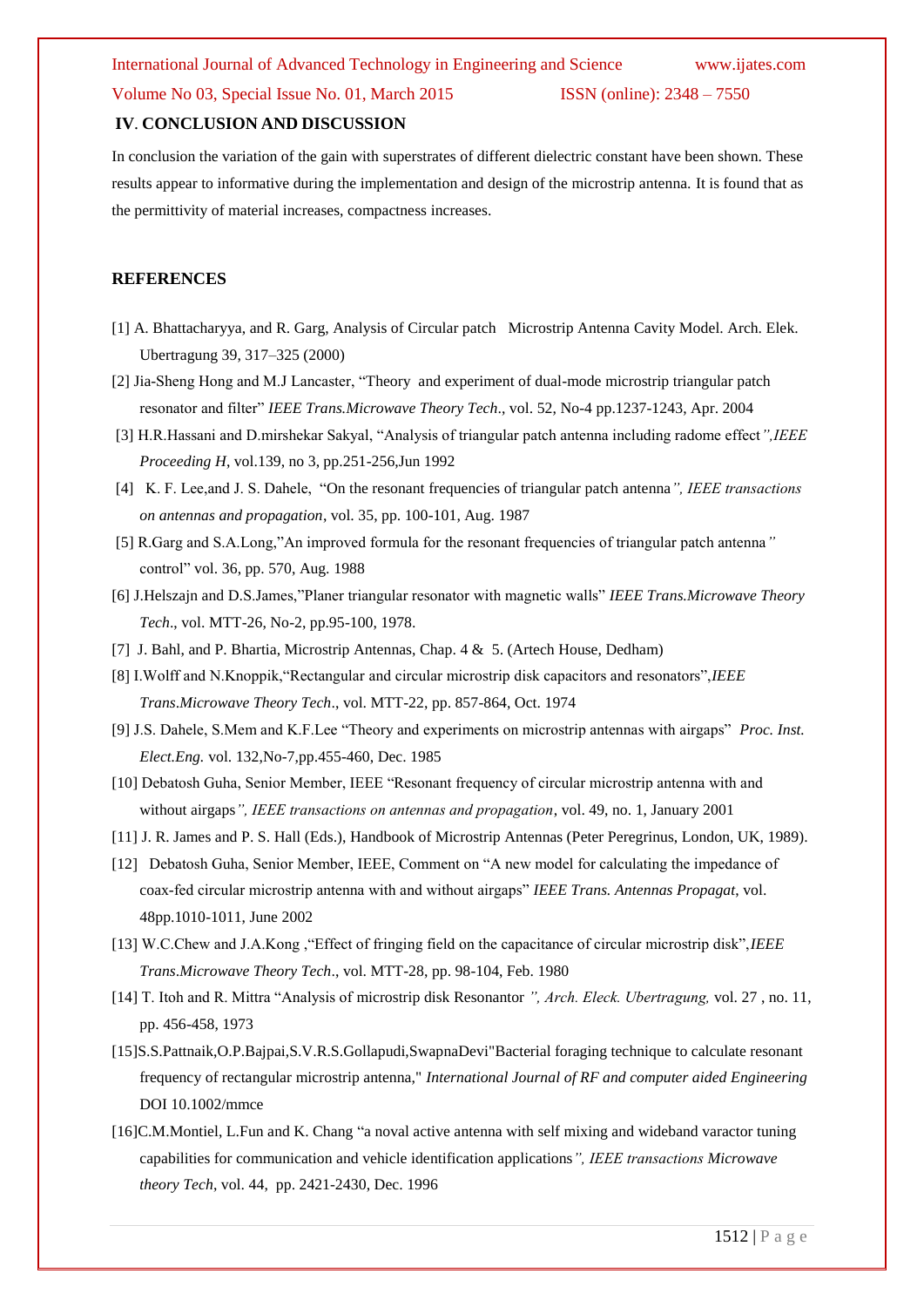## IV. CONCLUSION AND DISCUSSION

In conclusion the variation of the gain with superstrates of different dielectric constant have been shown. These results appear to informative during the implementation and design of the microstrip antenna. It is found that as the permittivity of material increases, compactness increases.

## REFERENCES

[1] A. Bhattacharyya, and R. Garg, Analysis of Circular patch Microstrip Antenna Cavity Model. Arch. Elek. Ubertragung 39, 317–325 (2000)

[2] Jia-Sheng Hong and M.J Lancaster, "Theory and experiment of dual-mode microstrip triangular patch resonator and filter" *IEEE Trans.Microwave Theory Tech*., vol. 52, No-4 pp.1237-1243, Apr. 2004

[3] H.R.Hassani and D.mirshekar Sakyal, "Analysis of triangular patch antenna including radome effect*",IEEE Proceeding H*, vol.139, no 3, pp.251-256,Jun 1992

[4] K. F. Lee,and J. S. Dahele, "On the resonant frequencies of triangular patch antenna*", IEEE transactions on antennas and propagation*, vol. 35, pp. 100-101, Aug. 1987

[5] R.Garg and S.A.Long,"An improved formula for the resonant frequencies of triangular patch antenna*"* control" vol. 36, pp. 570, Aug. 1988

[6] J.Helszajn and D.S.James,"Planer triangular resonator with magnetic walls" *IEEE Trans.Microwave Theory Tech*., vol. MTT-26, No-2, pp.95-100, 1978.

[7] J. Bahl, and P. Bhartia, Microstrip Antennas, Chap. 4 & 5. (Artech House, Dedham)

[8] I.Wolff and N.Knoppik,"Rectangular and circular microstrip disk capacitors and resonators",*IEEE Trans.Microwave Theory Tech*., vol. MTT-22, pp. 857-864, Oct. 1974

[9] J.S. Dahele, S.Mem and K.F.Lee "Theory and experiments on microstrip antennas with airgaps" *Proc. Inst. Elect.Eng.* vol. 132,No-7,pp.455-460, Dec. 1985

[10] Debatosh Guha, Senior Member, IEEE "Resonant frequency of circular microstrip antenna with and without airgaps*", IEEE transactions on antennas and propagation*, vol. 49, no. 1, January 2001

[11] J. R. James and P. S. Hall (Eds.), Handbook of Microstrip Antennas (Peter Peregrinus, London, UK, 1989).

[12] Debatosh Guha, Senior Member, IEEE, Comment on "A new model for calculating the impedance of coax-fed circular microstrip antenna with and without airgaps" *IEEE Trans. Antennas Propagat*, vol. 48pp.1010-1011, June 2002

[13] W.C.Chew and J.A.Kong ,"Effect of fringing field on the capacitance of circular microstrip disk",*IEEE Trans.Microwave Theory Tech*., vol. MTT-28, pp. 98-104, Feb. 1980

[14] T. Itoh and R. Mittra "Analysis of microstrip disk Resonantor *", Arch. Eleck. Ubertragung,* vol. 27 , no. 11, pp. 456-458, 1973

[15]S.S.Pattnaik,O.P.Bajpai,S.V.R.S.Gollapudi,SwapnaDevi"Bacterial foraging technique to calculate resonant frequency of rectangular microstrip antenna," *International Journal of RF and computer aided Engineering* DOI 10.1002/mmce

[16]C.M.Montiel, L.Fun and K. Chang "a noval active antenna with self mixing and wideband varactor tuning capabilities for communication and vehicle identification applications*", IEEE transactions Microwave theory Tech*, vol. 44, pp. 2421-2430, Dec. 1996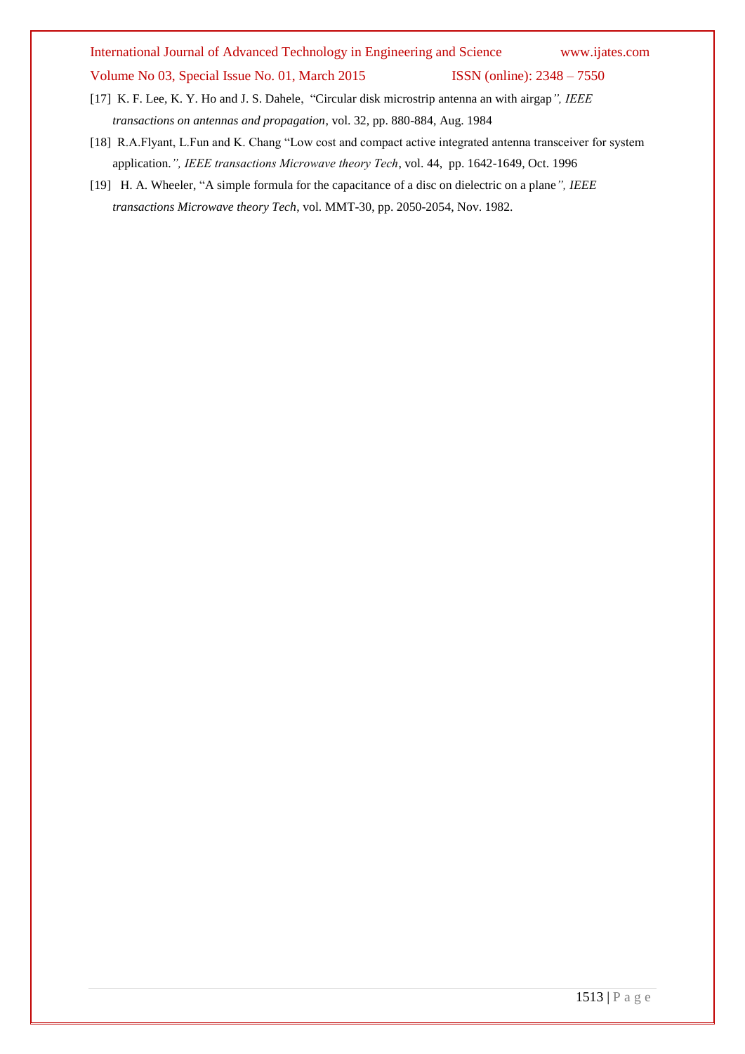[17] K. F. Lee, K. Y. Ho and J. S. Dahele, "Circular disk microstrip antenna an with airgap", *IEEE transactions on antennas and propagation*, vol. 32, pp. 880-884, Aug. 1984

[18] R.A.Flyant, L.Fun and K. Chang "Low cost and compact active integrated antenna transceiver for system application.", *IEEE transactions Microwave theory Tech*, vol. 44, pp. 1642-1649, Oct. 1996

[19] H. A. Wheeler, "A simple formula for the capacitance of a disc on dielectric on a plane", *IEEE transactions Microwave theory Tech*, vol. MMT-30, pp. 2050-2054, Nov. 1982.